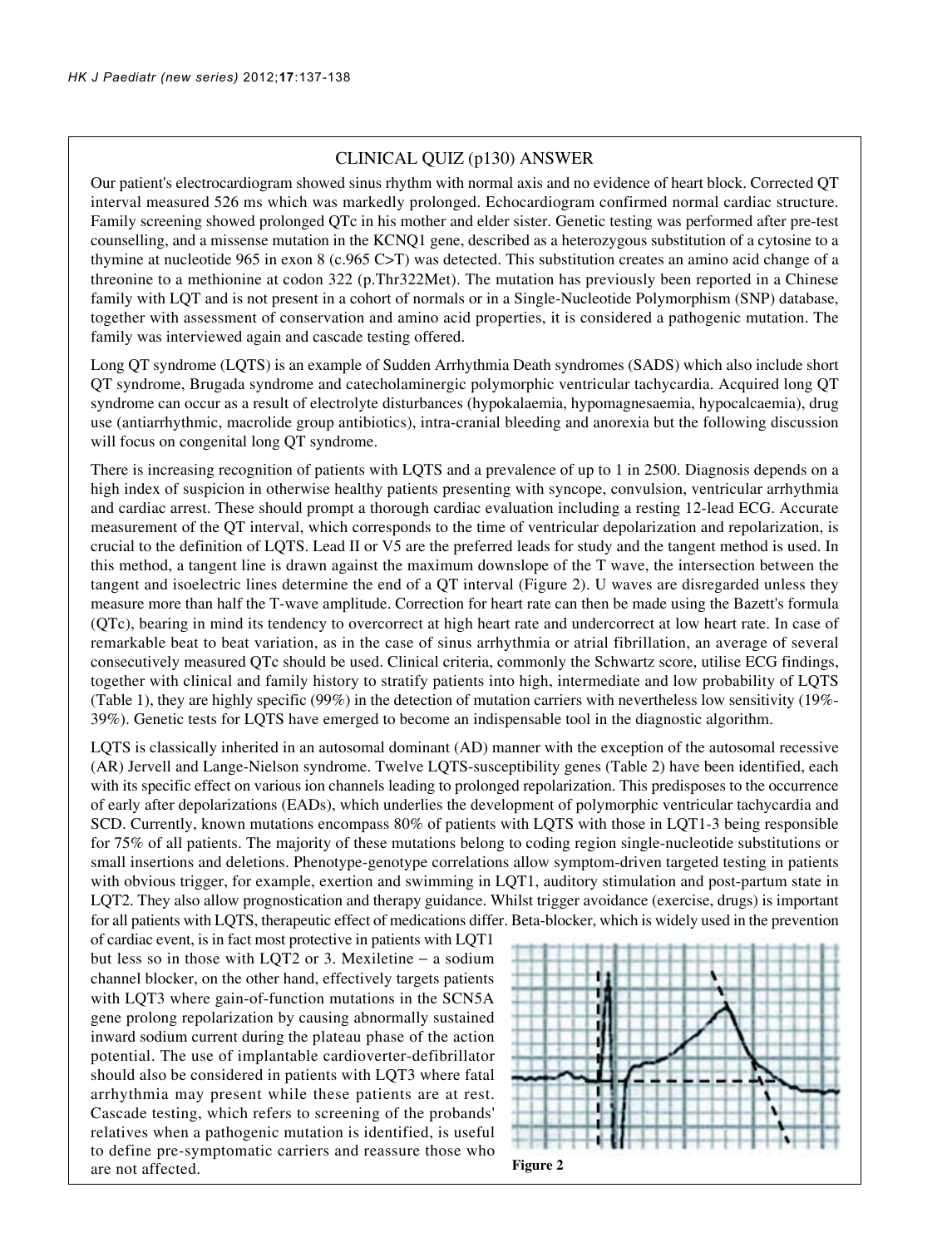## CLINICAL QUIZ (p130) ANSWER

Our patient's electrocardiogram showed sinus rhythm with normal axis and no evidence of heart block. Corrected QT interval measured 526 ms which was markedly prolonged. Echocardiogram confirmed normal cardiac structure. Family screening showed prolonged QTc in his mother and elder sister. Genetic testing was performed after pre-test counselling, and a missense mutation in the KCNQ1 gene, described as a heterozygous substitution of a cytosine to a thymine at nucleotide 965 in exon 8 (c.965 C>T) was detected. This substitution creates an amino acid change of a threonine to a methionine at codon 322 (p.Thr322Met). The mutation has previously been reported in a Chinese family with LQT and is not present in a cohort of normals or in a Single-Nucleotide Polymorphism (SNP) database, together with assessment of conservation and amino acid properties, it is considered a pathogenic mutation. The family was interviewed again and cascade testing offered.

Long QT syndrome (LQTS) is an example of Sudden Arrhythmia Death syndromes (SADS) which also include short QT syndrome, Brugada syndrome and catecholaminergic polymorphic ventricular tachycardia. Acquired long QT syndrome can occur as a result of electrolyte disturbances (hypokalaemia, hypomagnesaemia, hypocalcaemia), drug use (antiarrhythmic, macrolide group antibiotics), intra-cranial bleeding and anorexia but the following discussion will focus on congenital long QT syndrome.

There is increasing recognition of patients with LQTS and a prevalence of up to 1 in 2500. Diagnosis depends on a high index of suspicion in otherwise healthy patients presenting with syncope, convulsion, ventricular arrhythmia and cardiac arrest. These should prompt a thorough cardiac evaluation including a resting 12-lead ECG. Accurate measurement of the QT interval, which corresponds to the time of ventricular depolarization and repolarization, is crucial to the definition of LQTS. Lead II or V5 are the preferred leads for study and the tangent method is used. In this method, a tangent line is drawn against the maximum downslope of the T wave, the intersection between the tangent and isoelectric lines determine the end of a QT interval (Figure 2). U waves are disregarded unless they measure more than half the T-wave amplitude. Correction for heart rate can then be made using the Bazett's formula (QTc), bearing in mind its tendency to overcorrect at high heart rate and undercorrect at low heart rate. In case of remarkable beat to beat variation, as in the case of sinus arrhythmia or atrial fibrillation, an average of several consecutively measured QTc should be used. Clinical criteria, commonly the Schwartz score, utilise ECG findings, together with clinical and family history to stratify patients into high, intermediate and low probability of LQTS (Table 1), they are highly specific (99%) in the detection of mutation carriers with nevertheless low sensitivity (19%-39%). Genetic tests for LQTS have emerged to become an indispensable tool in the diagnostic algorithm.

LQTS is classically inherited in an autosomal dominant (AD) manner with the exception of the autosomal recessive (AR) Jervell and Lange-Nielson syndrome. Twelve LQTS-susceptibility genes (Table 2) have been identified, each with its specific effect on various ion channels leading to prolonged repolarization. This predisposes to the occurrence of early after depolarizations (EADs), which underlies the development of polymorphic ventricular tachycardia and SCD. Currently, known mutations encompass 80% of patients with LQTS with those in LQT1-3 being responsible for 75% of all patients. The majority of these mutations belong to coding region single-nucleotide substitutions or small insertions and deletions. Phenotype-genotype correlations allow symptom-driven targeted testing in patients with obvious trigger, for example, exertion and swimming in LQT1, auditory stimulation and post-partum state in LQT2. They also allow prognostication and therapy guidance. Whilst trigger avoidance (exercise, drugs) is important for all patients with LQTS, therapeutic effect of medications differ. Beta-blocker, which is widely used in the prevention of cardiac event, is in fact most protective in patients with LQT1 but less so in those with LQT2 or 3. Mexiletine – a sodium channel blocker, on the other hand, effectively targets patients with LQT3 where gain-of-function mutations in the SCN5A gene prolong repolarization by causing abnormally sustained inward sodium current during the plateau phase of the action potential. The use of implantable cardioverter-defibrillator should also be considered in patients with LQT3 where fatal arrhythmia may present while these patients are at rest. Cascade testing, which refers to screening of the probands' relatives when a pathogenic mutation is identified, is useful to define pre-symptomatic carriers and reassure those who are not affected.

**Figure 2**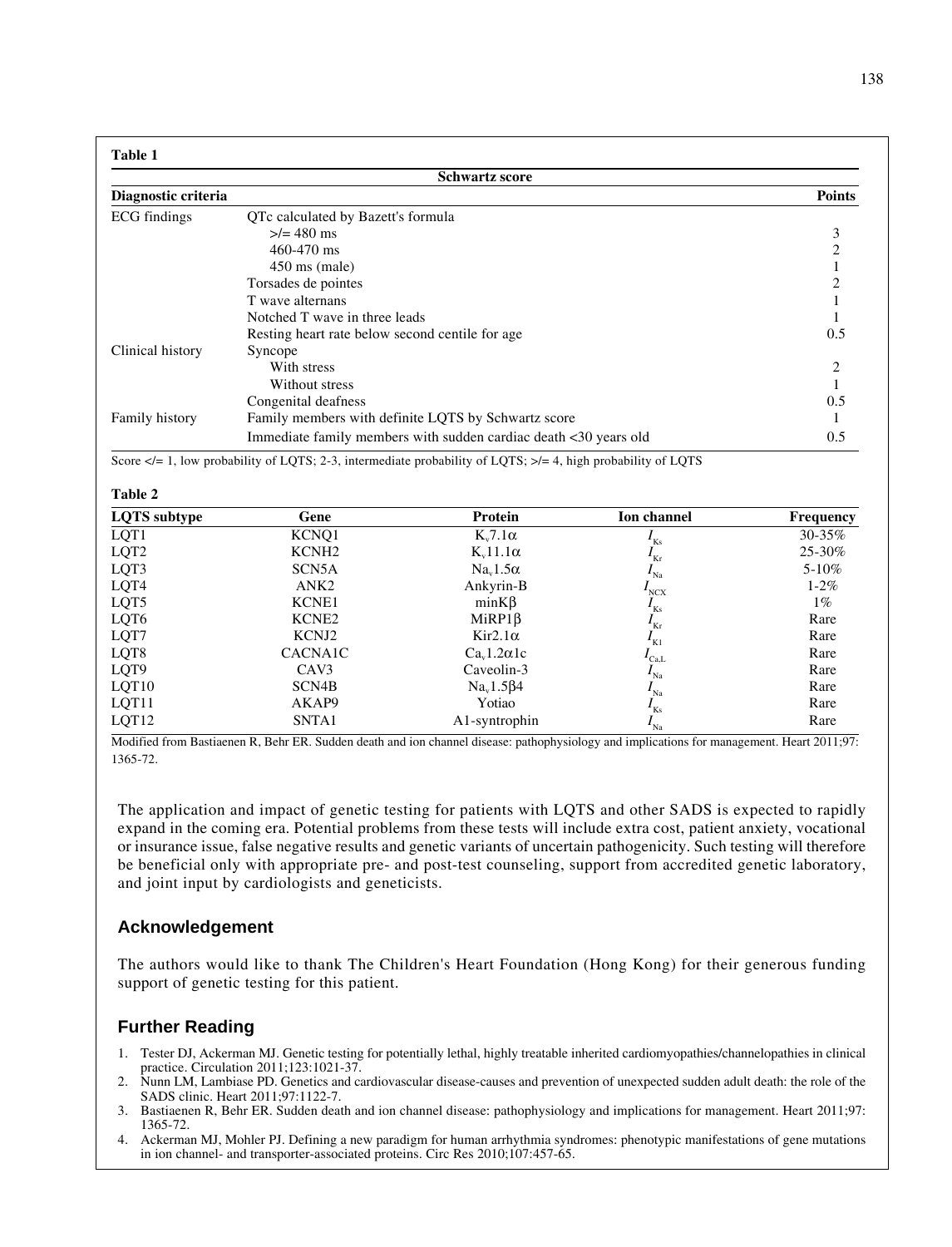**Table 1**

| Schwartz score | | |
|---|---|---|
| **Diagnostic criteria** | | **Points** |
| ECG findings | QTc calculated by Bazett's formula | |
| | >/= 480 ms | 3 |
| | 460-470 ms | 2 |
| | 450 ms (male) | 1 |
| | Torsades de pointes | 2 |
| | T wave alternans | 1 |
| | Notched T wave in three leads | 1 |
| | Resting heart rate below second centile for age | 0.5 |
| Clinical history | Syncope | |
| | With stress | 2 |
| | Without stress | 1 |
| | Congenital deafness | 0.5 |
| Family history | Family members with definite LQTS by Schwartz score | 1 |
| | Immediate family members with sudden cardiac death <30 years old | 0.5 |

Score </= 1, low probability of LQTS; 2-3, intermediate probability of LQTS; >/= 4, high probability of LQTS

**Table 2**

| LQTS subtype | Gene | Protein | Ion channel | Frequency |
|---|---|---|---|---|
| LQT1 | KCNQ1 | $K_v7.1\alpha$ | $I_{Ks}$ | 30-35% |
| LQT2 | KCNH2 | $K_v11.1\alpha$ | $I_{Kr}$ | 25-30% |
| LQT3 | SCN5A | $Na_v1.5\alpha$ | $I_{Na}$ | 5-10% |
| LQT4 | ANK2 | Ankyrin-B | $I_{NCX}$ | 1-2% |
| LQT5 | KCNE1 | minK$\beta$ | $I_{Ks}$ | 1% |
| LQT6 | KCNE2 | MiRP1$\beta$ | $I_{Kr}$ | Rare |
| LQT7 | KCNJ2 | Kir2.1$\alpha$ | $I_{K1}$ | Rare |
| LQT8 | CACNA1C | $Ca_v1.2\alpha1c$ | $I_{Ca,L}$ | Rare |
| LQT9 | CAV3 | Caveolin-3 | $I_{Na}$ | Rare |
| LQT10 | SCN4B | $Na_v1.5\beta4$ | $I_{Na}$ | Rare |
| LQT11 | AKAP9 | Yotiao | $I_{Ks}$ | Rare |
| LQT12 | SNTA1 | A1-syntrophin | $I_{Na}$ | Rare |

Modified from Bastiaenen R, Behr ER. Sudden death and ion channel disease: pathophysiology and implications for management. Heart 2011;97: 1365-72.

The application and impact of genetic testing for patients with LQTS and other SADS is expected to rapidly expand in the coming era. Potential problems from these tests will include extra cost, patient anxiety, vocational or insurance issue, false negative results and genetic variants of uncertain pathogenicity. Such testing will therefore be beneficial only with appropriate pre- and post-test counseling, support from accredited genetic laboratory, and joint input by cardiologists and geneticists.

## Acknowledgement

The authors would like to thank The Children's Heart Foundation (Hong Kong) for their generous funding support of genetic testing for this patient.

## Further Reading

1. Tester DJ, Ackerman MJ. Genetic testing for potentially lethal, highly treatable inherited cardiomyopathies/channelopathies in clinical practice. Circulation 2011;123:1021-37.
2. Nunn LM, Lambiase PD. Genetics and cardiovascular disease-causes and prevention of unexpected sudden adult death: the role of the SADS clinic. Heart 2011;97:1122-7.
3. Bastiaenen R, Behr ER. Sudden death and ion channel disease: pathophysiology and implications for management. Heart 2011;97: 1365-72.
4. Ackerman MJ, Mohler PJ. Defining a new paradigm for human arrhythmia syndromes: phenotypic manifestations of gene mutations in ion channel- and transporter-associated proteins. Circ Res 2010;107:457-65.